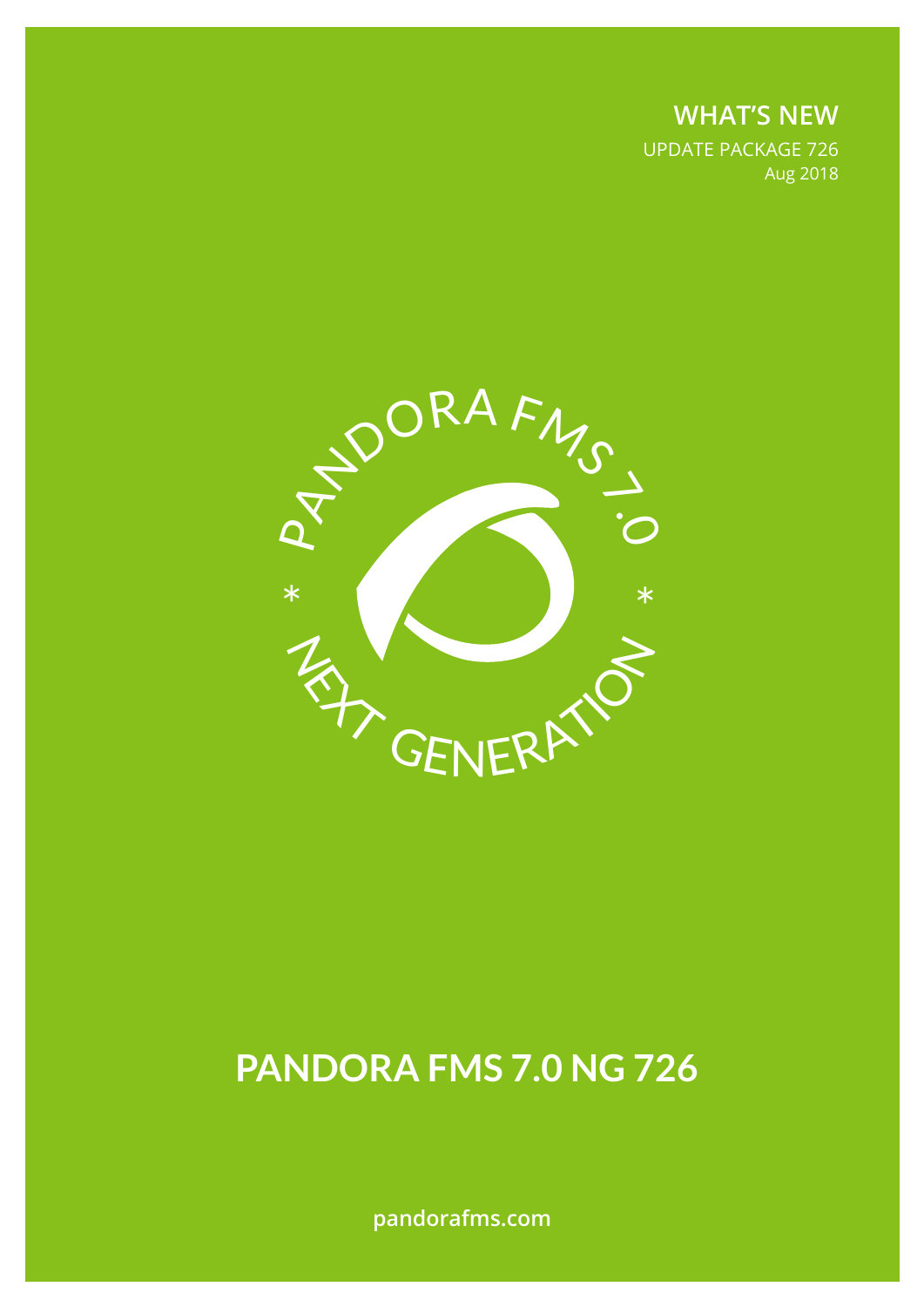**WHAT'S NEW**

UPDATE PACKAGE 726

Aug 2018

PANDORA FMS 7.0 * NEXT GENERATION *

# PANDORA FMS 7.0 NG 726

pandorafms.com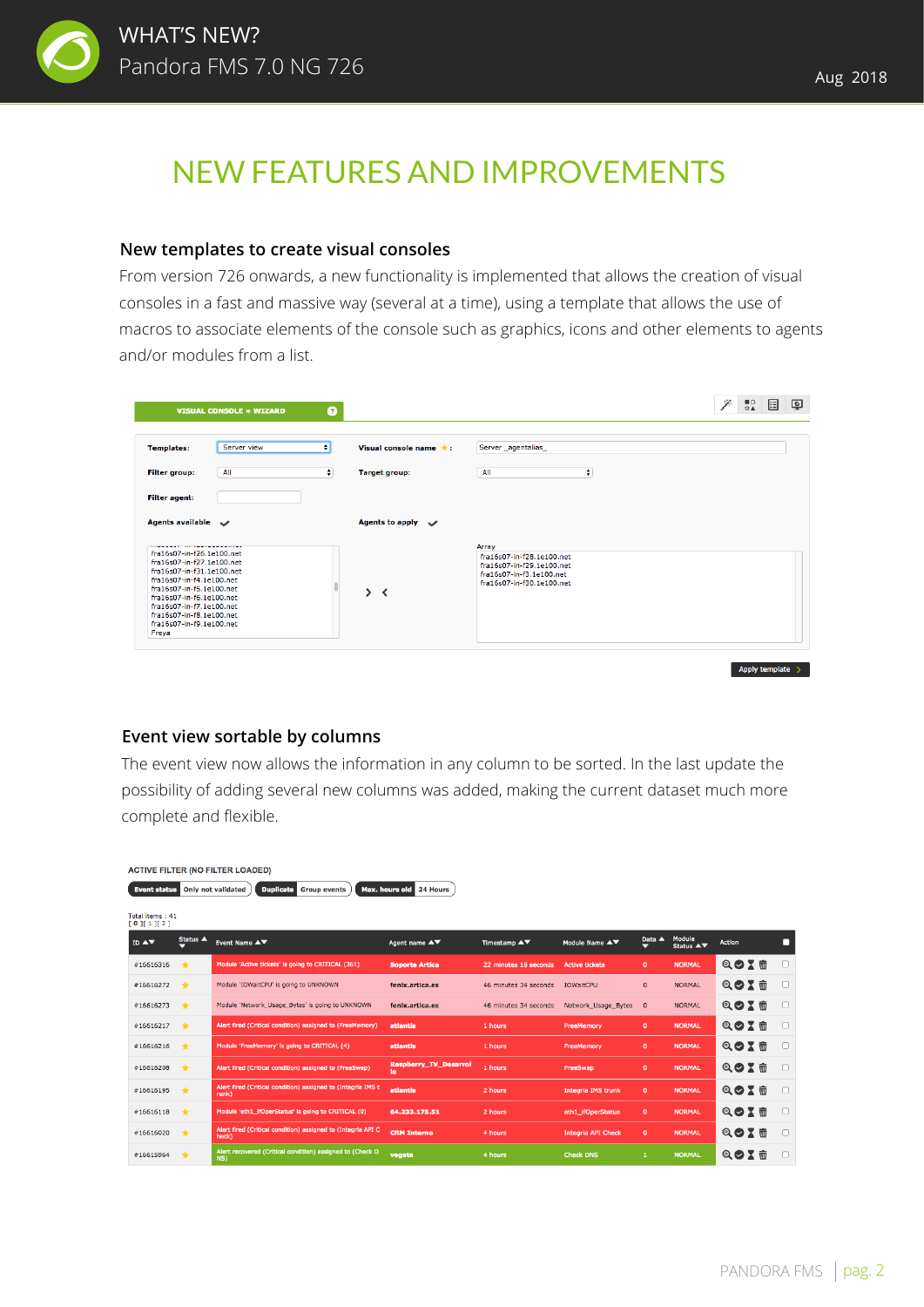# NEW FEATURES AND IMPROVEMENTS

### New templates to create visual consoles

From version 726 onwards, a new functionality is implemented that allows the creation of visual consoles in a fast and massive way (several at a time), using a template that allows the use of macros to associate elements of the console such as graphics, icons and other elements to agents and/or modules from a list.

### Event view sortable by columns

The event view now allows the information in any column to be sorted. In the last update the possibility of adding several new columns was added, making the current dataset much more complete and flexible.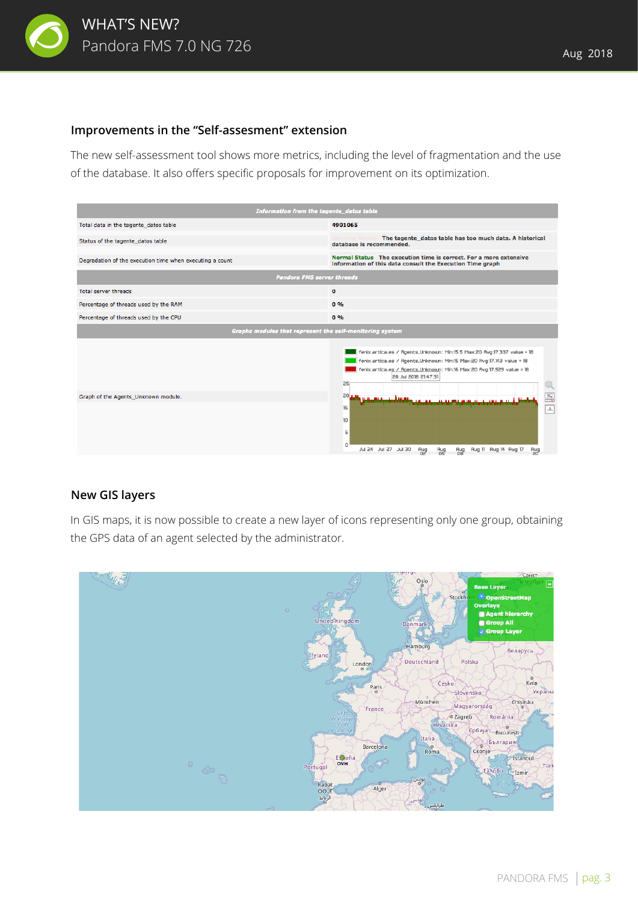## Improvements in the “Self-assesment” extension

The new self-assessment tool shows more metrics, including the level of fragmentation and the use of the database. It also offers specific proposals for improvement on its optimization.

## New GIS layers

In GIS maps, it is now possible to create a new layer of icons representing only one group, obtaining the GPS data of an agent selected by the administrator.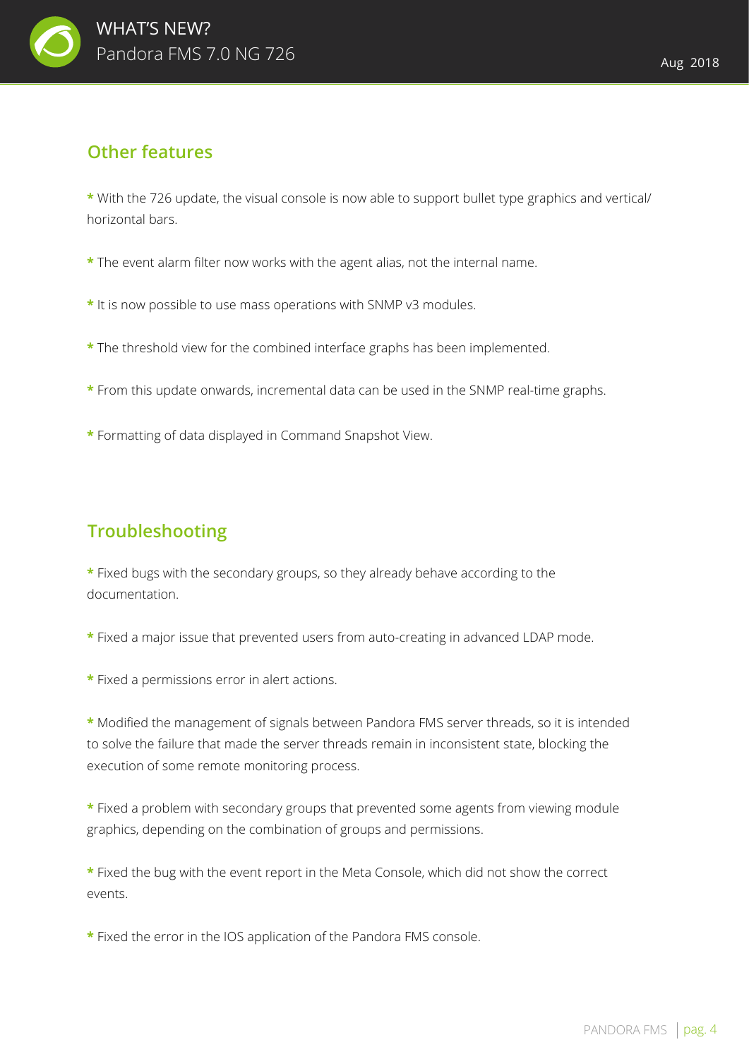## Other features

* With the 726 update, the visual console is now able to support bullet type graphics and vertical/horizontal bars.

* The event alarm filter now works with the agent alias, not the internal name.

* It is now possible to use mass operations with SNMP v3 modules.

* The threshold view for the combined interface graphs has been implemented.

* From this update onwards, incremental data can be used in the SNMP real-time graphs.

* Formatting of data displayed in Command Snapshot View.

## Troubleshooting

* Fixed bugs with the secondary groups, so they already behave according to the documentation.

* Fixed a major issue that prevented users from auto-creating in advanced LDAP mode.

* Fixed a permissions error in alert actions.

* Modified the management of signals between Pandora FMS server threads, so it is intended to solve the failure that made the server threads remain in inconsistent state, blocking the execution of some remote monitoring process.

* Fixed a problem with secondary groups that prevented some agents from viewing module graphics, depending on the combination of groups and permissions.

* Fixed the bug with the event report in the Meta Console, which did not show the correct events.

* Fixed the error in the IOS application of the Pandora FMS console.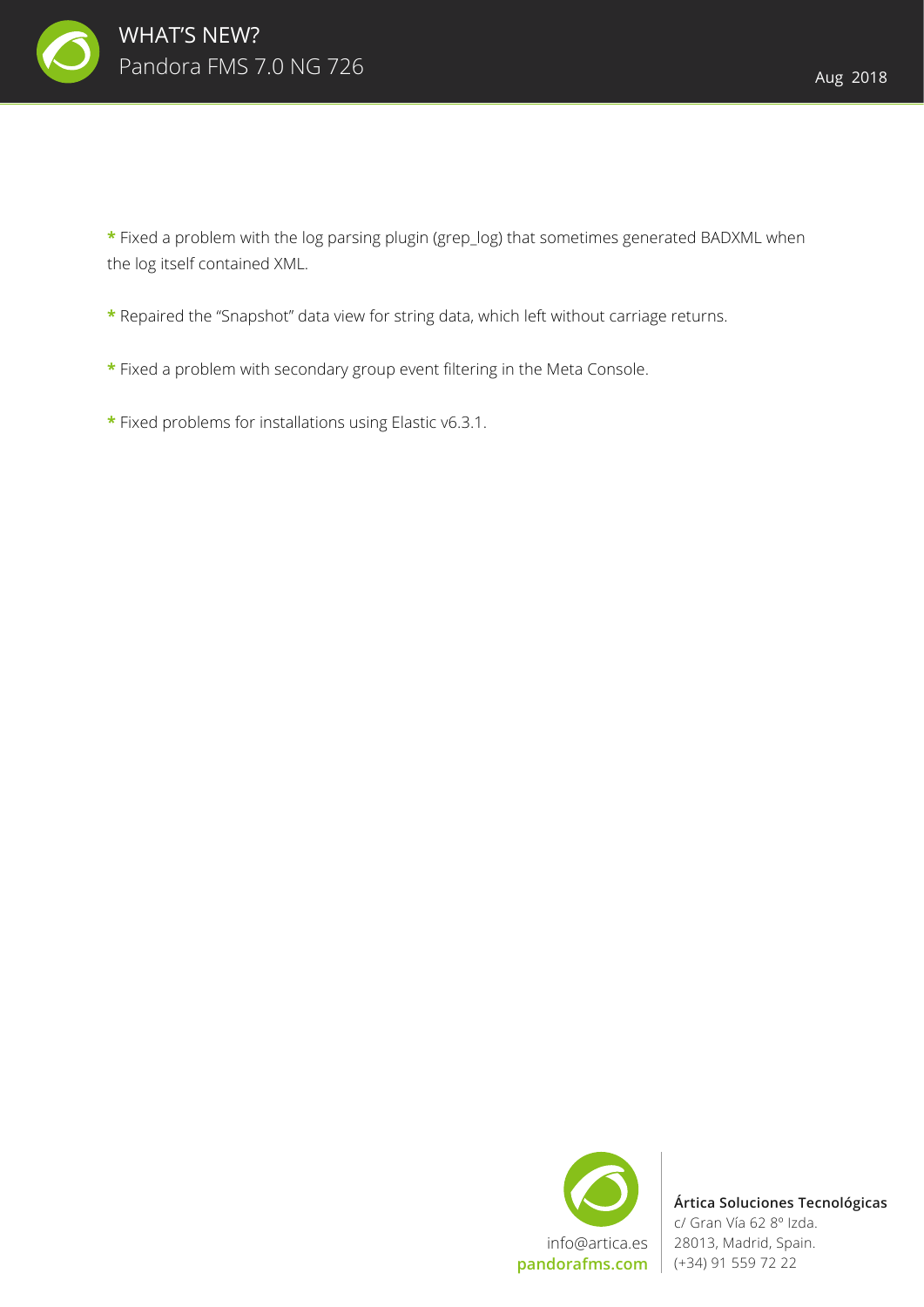* Fixed a problem with the log parsing plugin (grep_log) that sometimes generated BADXML when the log itself contained XML.

* Repaired the "Snapshot" data view for string data, which left without carriage returns.

* Fixed a problem with secondary group event filtering in the Meta Console.

* Fixed problems for installations using Elastic v6.3.1.